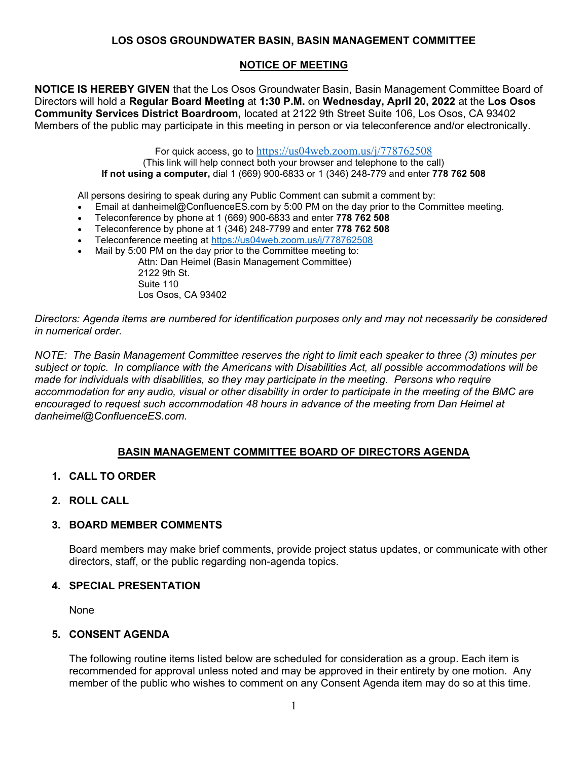**LOS OSOS GROUNDWATER BASIN, BASIN MANAGEMENT COMMITTEE**

**NOTICE OF MEETING**

**NOTICE IS HEREBY GIVEN** that the Los Osos Groundwater Basin, Basin Management Committee Board of Directors will hold a **Regular Board Meeting** at **1:30 P.M.** on **Wednesday, April 20, 2022** at the **Los Osos Community Services District Boardroom,** located at 2122 9th Street Suite 106, Los Osos, CA 93402 Members of the public may participate in this meeting in person or via teleconference and/or electronically.

For quick access, go to https://us04web.zoom.us/j/778762508
(This link will help connect both your browser and telephone to the call)
**If not using a computer,** dial 1 (669) 900-6833 or 1 (346) 248-779 and enter **778 762 508**

All persons desiring to speak during any Public Comment can submit a comment by:

- Email at danheimel@ConfluenceES.com by 5:00 PM on the day prior to the Committee meeting.
- Teleconference by phone at 1 (669) 900-6833 and enter **778 762 508**
- Teleconference by phone at 1 (346) 248-7799 and enter **778 762 508**
- Teleconference meeting at https://us04web.zoom.us/j/778762508
- Mail by 5:00 PM on the day prior to the Committee meeting to:
  Attn: Dan Heimel (Basin Management Committee)
  2122 9th St.
  Suite 110
  Los Osos, CA 93402

*Directors: Agenda items are numbered for identification purposes only and may not necessarily be considered in numerical order.*

*NOTE: The Basin Management Committee reserves the right to limit each speaker to three (3) minutes per subject or topic. In compliance with the Americans with Disabilities Act, all possible accommodations will be made for individuals with disabilities, so they may participate in the meeting. Persons who require accommodation for any audio, visual or other disability in order to participate in the meeting of the BMC are encouraged to request such accommodation 48 hours in advance of the meeting from Dan Heimel at danheimel@ConfluenceES.com.*

## BASIN MANAGEMENT COMMITTEE BOARD OF DIRECTORS AGENDA

### 1. CALL TO ORDER

### 2. ROLL CALL

### 3. BOARD MEMBER COMMENTS

Board members may make brief comments, provide project status updates, or communicate with other directors, staff, or the public regarding non-agenda topics.

### 4. SPECIAL PRESENTATION

None

### 5. CONSENT AGENDA

The following routine items listed below are scheduled for consideration as a group. Each item is recommended for approval unless noted and may be approved in their entirety by one motion. Any member of the public who wishes to comment on any Consent Agenda item may do so at this time.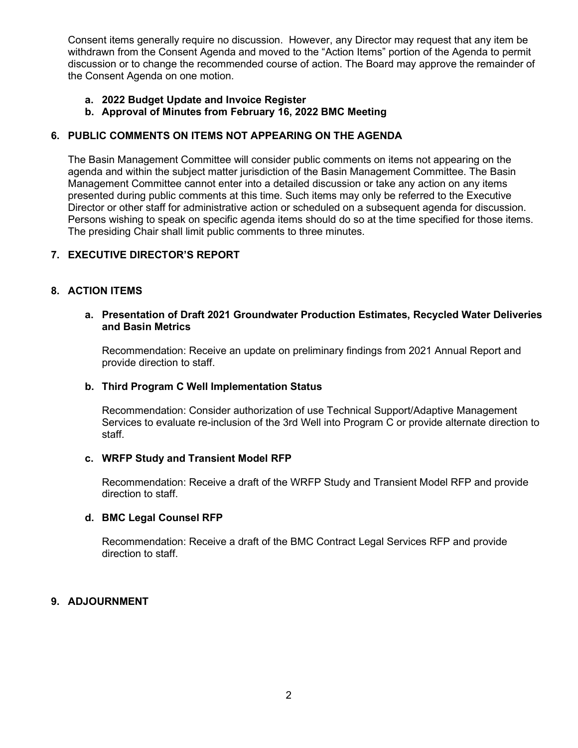Consent items generally require no discussion. However, any Director may request that any item be withdrawn from the Consent Agenda and moved to the "Action Items" portion of the Agenda to permit discussion or to change the recommended course of action. The Board may approve the remainder of the Consent Agenda on one motion.

- **a. 2022 Budget Update and Invoice Register**
- **b. Approval of Minutes from February 16, 2022 BMC Meeting**

## 6. PUBLIC COMMENTS ON ITEMS NOT APPEARING ON THE AGENDA

The Basin Management Committee will consider public comments on items not appearing on the agenda and within the subject matter jurisdiction of the Basin Management Committee. The Basin Management Committee cannot enter into a detailed discussion or take any action on any items presented during public comments at this time. Such items may only be referred to the Executive Director or other staff for administrative action or scheduled on a subsequent agenda for discussion. Persons wishing to speak on specific agenda items should do so at the time specified for those items. The presiding Chair shall limit public comments to three minutes.

## 7. EXECUTIVE DIRECTOR'S REPORT

## 8. ACTION ITEMS

### a. Presentation of Draft 2021 Groundwater Production Estimates, Recycled Water Deliveries and Basin Metrics

Recommendation: Receive an update on preliminary findings from 2021 Annual Report and provide direction to staff.

### b. Third Program C Well Implementation Status

Recommendation: Consider authorization of use Technical Support/Adaptive Management Services to evaluate re-inclusion of the 3rd Well into Program C or provide alternate direction to staff.

### c. WRFP Study and Transient Model RFP

Recommendation: Receive a draft of the WRFP Study and Transient Model RFP and provide direction to staff.

### d. BMC Legal Counsel RFP

Recommendation: Receive a draft of the BMC Contract Legal Services RFP and provide direction to staff.

## 9. ADJOURNMENT